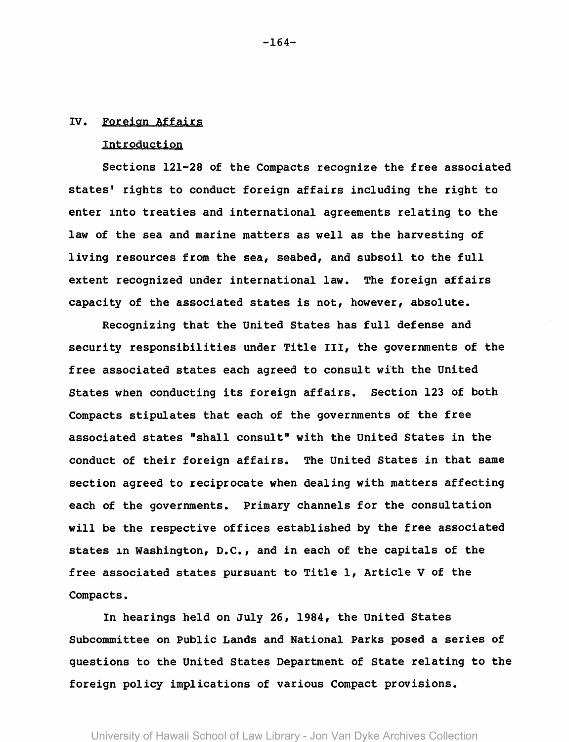## IV. Foreign Affairs

### Introduction

Sections 121-28 of the Compacts recognize the free associated states' rights to conduct foreign affairs including the right to enter into treaties and international agreements relating to the law of the sea and marine matters as well as the harvesting of living resources from the sea, seabed, and subsoil to the full extent recognized under international law. The foreign affairs capacity of the associated states is not, however, absolute.

Recognizing that the United States has full defense and security responsibilities under Title III, the governments of the free associated states each agreed to consult with the United States when conducting its foreign affairs. Section 123 of both Compacts stipulates that each of the governments of the free associated states "shall consult" with the United States in the conduct of their foreign affairs. The United States in that same section agreed to reciprocate when dealing with matters affecting each of the governments. Primary channels for the consultation will be the respective offices established by the free associated states in Washington, D.C., and in each of the capitals of the free associated states pursuant to Title 1, Article V of the Compacts.

In hearings held on July 26, 1984, the United States Subcommittee on Public Lands and National Parks posed a series of questions to the United States Department of State relating to the foreign policy implications of various Compact provisions.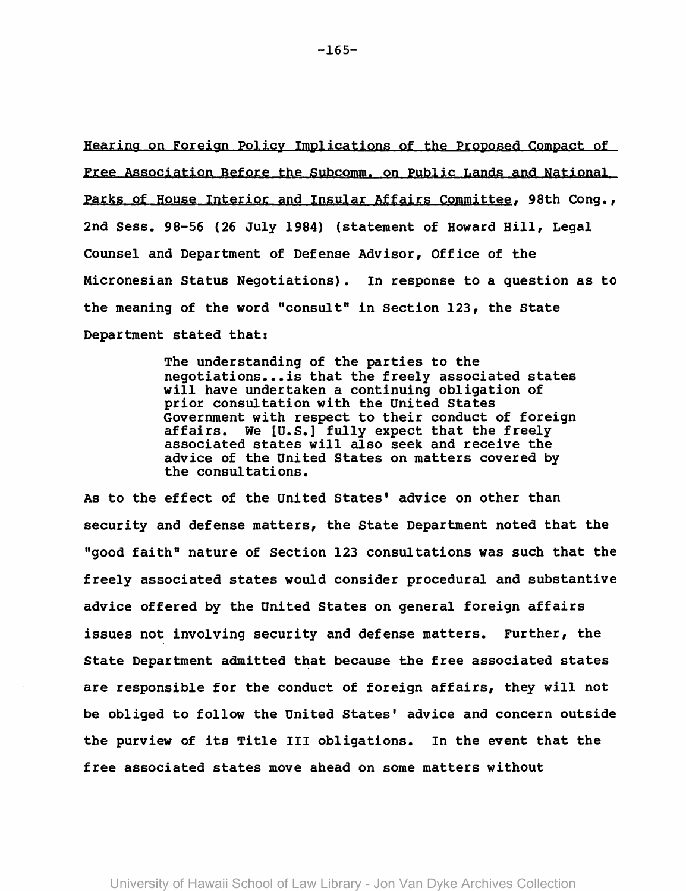Hearing on Foreign Policy Implications of the Proposed Compact of Free Association Before the Subcomm. on Public Lands and National Parks of House Interior and Insular Affairs Committee, 98th Cong., 2nd Sess. 98-56 (26 July 1984) (statement of Howard Hill, Legal Counsel and Department of Defense Advisor, Office of the Micronesian Status Negotiations). In response to a question as to the meaning of the word "consult" in Section 123, the State Department stated that:

> The understanding of the parties to the negotiations...is that the freely associated states will have undertaken a continuing obligation of prior consultation with the United States Government with respect to their conduct of foreign affairs. We [U.S.] fully expect that the freely associated states will also seek and receive the advice of the United States on matters covered by the consultations.

As to the effect of the United States' advice on other than security and defense matters, the State Department noted that the "good faith" nature of Section 123 consultations was such that the freely associated states would consider procedural and substantive advice offered by the United States on general foreign affairs issues not involving security and defense matters. Further, the State Department admitted that because the free associated states are responsible for the conduct of foreign affairs, they will not be obliged to follow the United States' advice and concern outside the purview of its Title III obligations. In the event that the free associated states move ahead on some matters without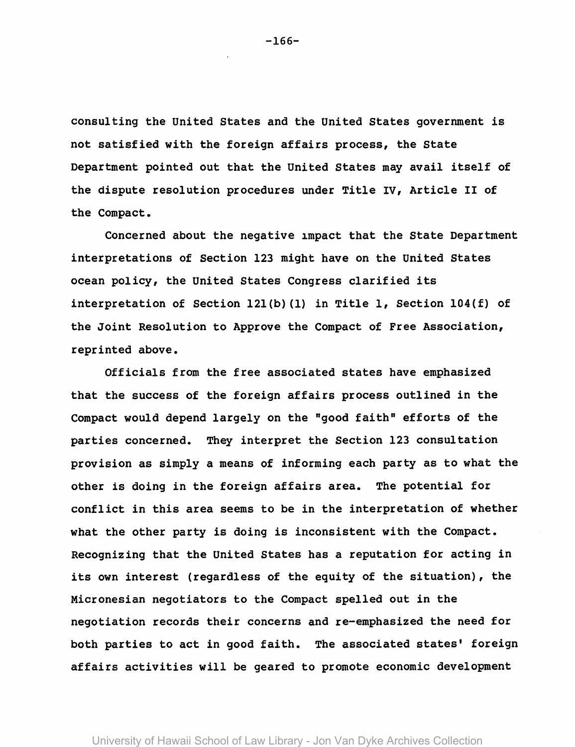consulting the United States and the United States government is not satisfied with the foreign affairs process, the State Department pointed out that the United States may avail itself of the dispute resolution procedures under Title IV, Article II of the Compact.

Concerned about the negative impact that the State Department interpretations of Section 123 might have on the United States ocean policy, the United States Congress clarified its interpretation of Section 121(b)(1) in Title 1, Section 104(f) of the Joint Resolution to Approve the Compact of Free Association, reprinted above.

Officials from the free associated states have emphasized that the success of the foreign affairs process outlined in the Compact would depend largely on the "good faith" efforts of the parties concerned. They interpret the Section 123 consultation provision as simply a means of informing each party as to what the other is doing in the foreign affairs area. The potential for conflict in this area seems to be in the interpretation of whether what the other party is doing is inconsistent with the Compact. Recognizing that the United States has a reputation for acting in its own interest (regardless of the equity of the situation), the Micronesian negotiators to the Compact spelled out in the negotiation records their concerns and re-emphasized the need for both parties to act in good faith. The associated states' foreign affairs activities will be geared to promote economic development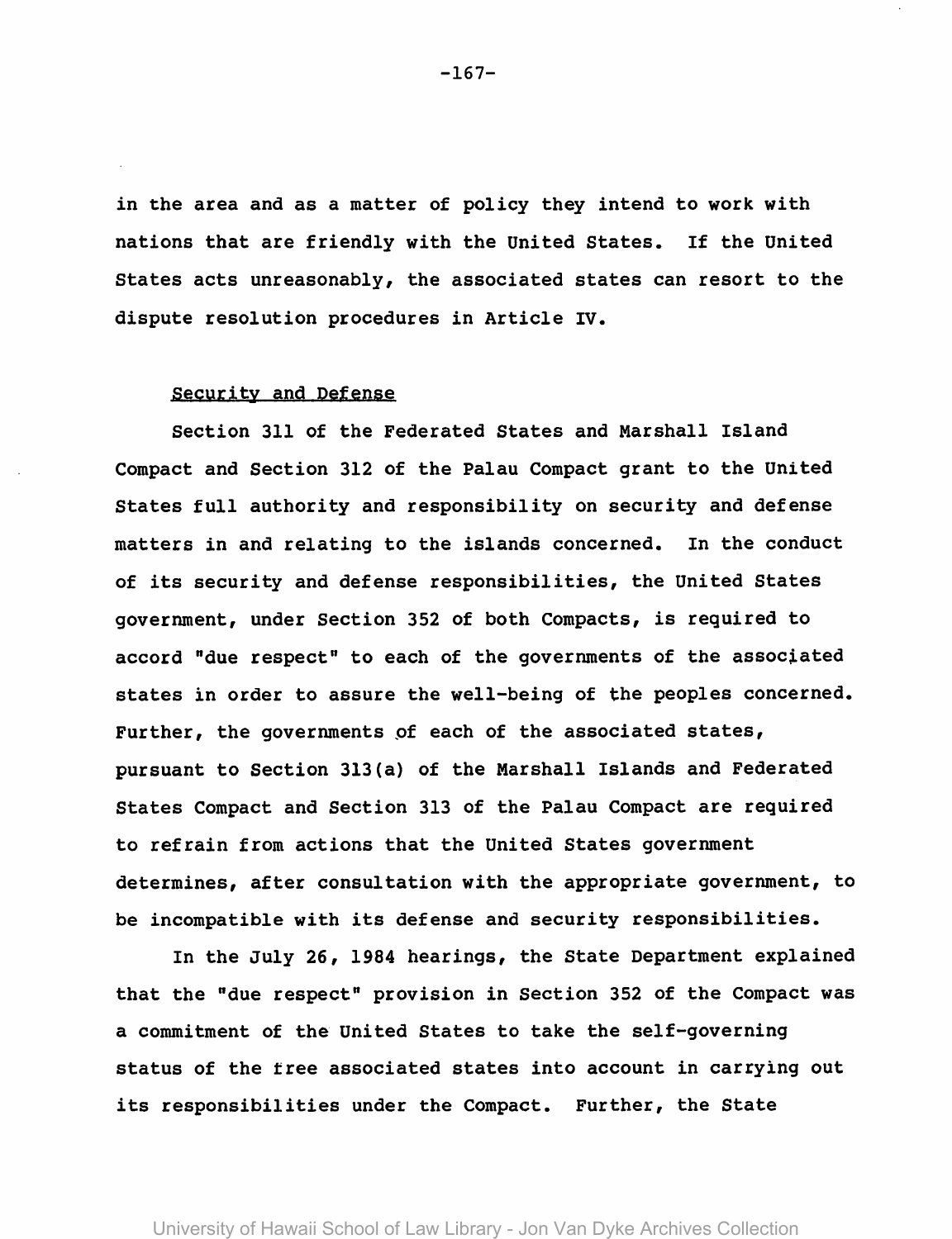in the area and as a matter of policy they intend to work with nations that are friendly with the United States. If the United States acts unreasonably, the associated states can resort to the dispute resolution procedures in Article IV.

Security and Defense

Section 311 of the Federated States and Marshall Island Compact and Section 312 of the Palau Compact grant to the United States full authority and responsibility on security and defense matters in and relating to the islands concerned. In the conduct of its security and defense responsibilities, the United States government, under Section 352 of both Compacts, is required to accord "due respect" to each of the governments of the associated states in order to assure the well-being of the peoples concerned. Further, the governments of each of the associated states, pursuant to Section 313(a) of the Marshall Islands and Federated States Compact and Section 313 of the Palau Compact are required to refrain from actions that the United States government determines, after consultation with the appropriate government, to be incompatible with its defense and security responsibilities.

In the July 26, 1984 hearings, the State Department explained that the "due respect" provision in Section 352 of the Compact was a commitment of the United States to take the self-governing status of the free associated states into account in carrying out its responsibilities under the Compact. Further, the State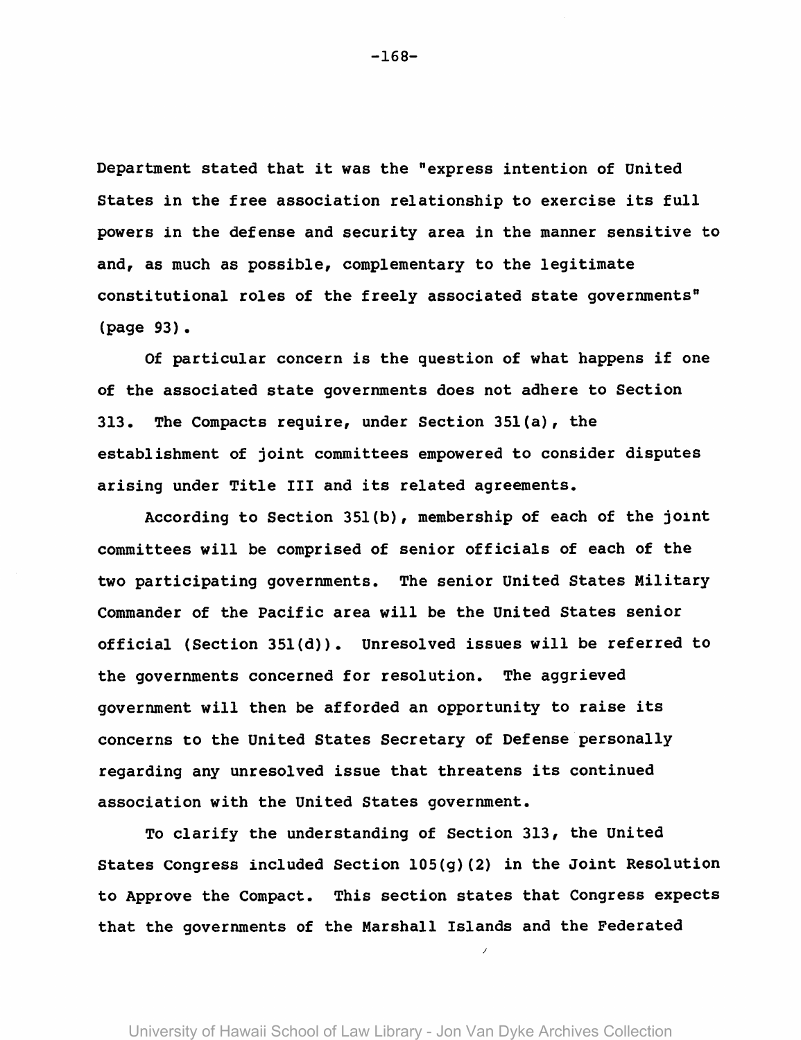Department stated that it was the "express intention of United States in the free association relationship to exercise its full powers in the defense and security area in the manner sensitive to and, as much as possible, complementary to the legitimate constitutional roles of the freely associated state governments" (page 93).

Of particular concern is the question of what happens if one of the associated state governments does not adhere to Section 313. The Compacts require, under Section 351(a), the establishment of joint committees empowered to consider disputes arising under Title III and its related agreements.

According to Section 351(b), membership of each of the joint committees will be comprised of senior officials of each of the two participating governments. The senior United States Military Commander of the Pacific area will be the United States senior official (Section 351(d)). Unresolved issues will be referred to the governments concerned for resolution. The aggrieved government will then be afforded an opportunity to raise its concerns to the United States Secretary of Defense personally regarding any unresolved issue that threatens its continued association with the United States government.

To clarify the understanding of Section 313, the United States Congress included Section 105(g)(2) in the Joint Resolution to Approve the Compact. This section states that Congress expects that the governments of the Marshall Islands and the Federated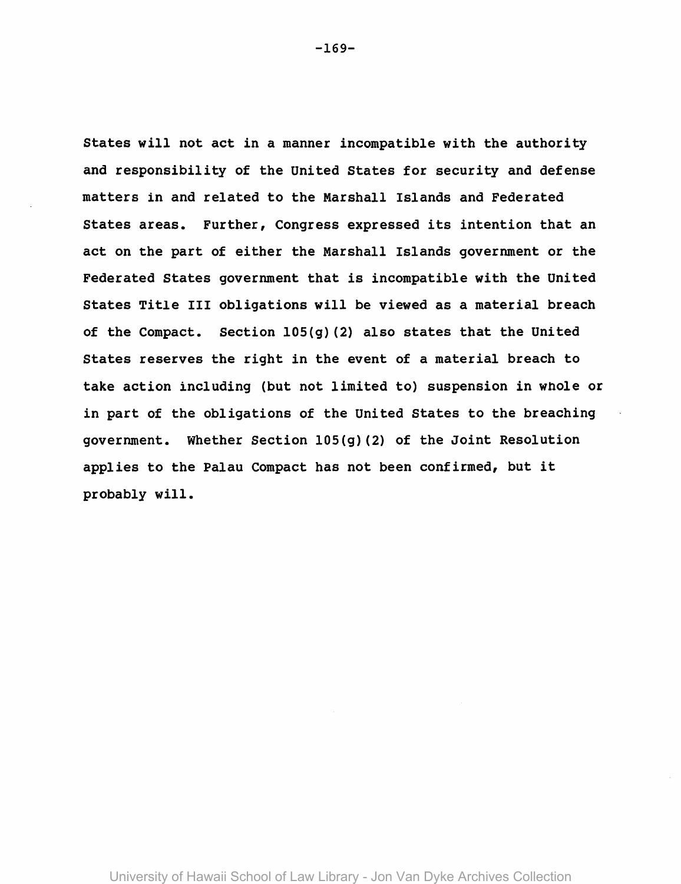States will not act in a manner incompatible with the authority and responsibility of the United States for security and defense matters in and related to the Marshall Islands and Federated States areas. Further, Congress expressed its intention that an act on the part of either the Marshall Islands government or the Federated States government that is incompatible with the United States Title III obligations will be viewed as a material breach of the Compact. Section 105(g)(2) also states that the United States reserves the right in the event of a material breach to take action including (but not limited to) suspension in whole or in part of the obligations of the United States to the breaching government. Whether Section 105(g)(2) of the Joint Resolution applies to the Palau Compact has not been confirmed, but it probably will.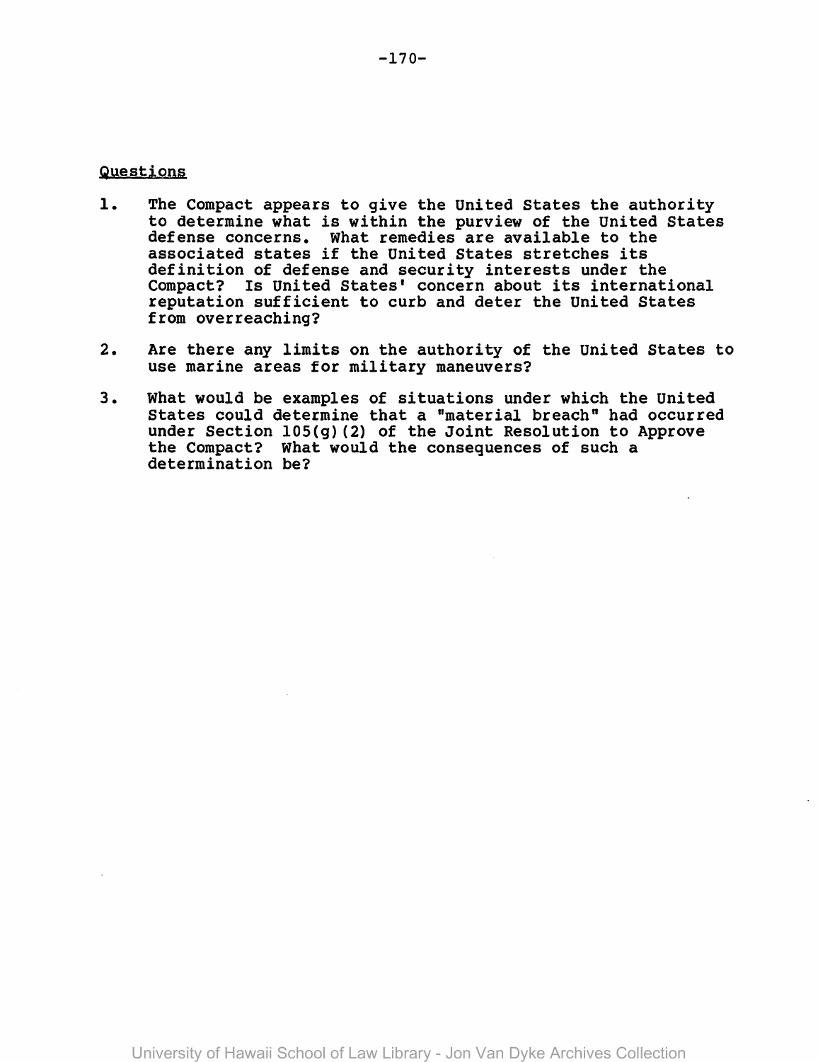Questions

1. The Compact appears to give the United States the authority to determine what is within the purview of the United States defense concerns. What remedies are available to the associated states if the United States stretches its definition of defense and security interests under the Compact? Is United States' concern about its international reputation sufficient to curb and deter the United States from overreaching?

2. Are there any limits on the authority of the United States to use marine areas for military maneuvers?

3. What would be examples of situations under which the United States could determine that a "material breach" had occurred under Section 105(g)(2) of the Joint Resolution to Approve the Compact? What would the consequences of such a determination be?